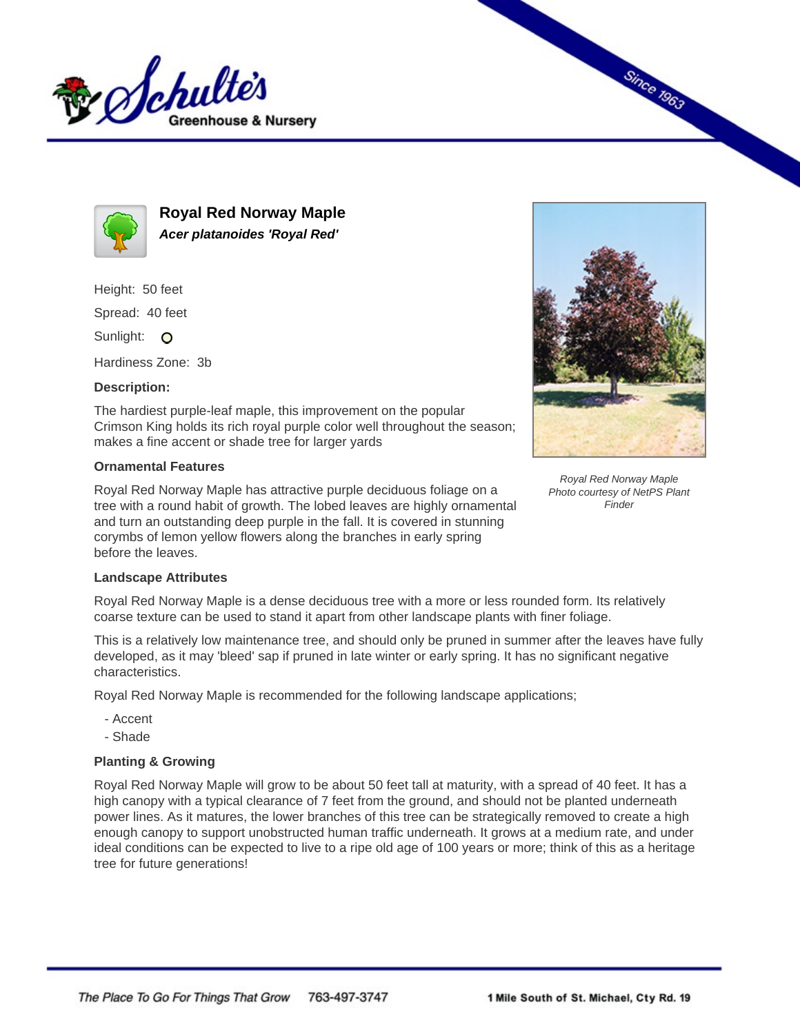# Royal Red Norway Maple

***Acer platanoides 'Royal Red'***

Height: 50 feet

Spread: 40 feet

Sunlight: O

Hardiness Zone: 3b

### Description:

The hardiest purple-leaf maple, this improvement on the popular Crimson King holds its rich royal purple color well throughout the season; makes a fine accent or shade tree for larger yards

*Royal Red Norway Maple*
*Photo courtesy of NetPS Plant Finder*

### Ornamental Features

Royal Red Norway Maple has attractive purple deciduous foliage on a tree with a round habit of growth. The lobed leaves are highly ornamental and turn an outstanding deep purple in the fall. It is covered in stunning corymbs of lemon yellow flowers along the branches in early spring before the leaves.

### Landscape Attributes

Royal Red Norway Maple is a dense deciduous tree with a more or less rounded form. Its relatively coarse texture can be used to stand it apart from other landscape plants with finer foliage.

This is a relatively low maintenance tree, and should only be pruned in summer after the leaves have fully developed, as it may 'bleed' sap if pruned in late winter or early spring. It has no significant negative characteristics.

Royal Red Norway Maple is recommended for the following landscape applications;

- Accent
- Shade

### Planting & Growing

Royal Red Norway Maple will grow to be about 50 feet tall at maturity, with a spread of 40 feet. It has a high canopy with a typical clearance of 7 feet from the ground, and should not be planted underneath power lines. As it matures, the lower branches of this tree can be strategically removed to create a high enough canopy to support unobstructed human traffic underneath. It grows at a medium rate, and under ideal conditions can be expected to live to a ripe old age of 100 years or more; think of this as a heritage tree for future generations!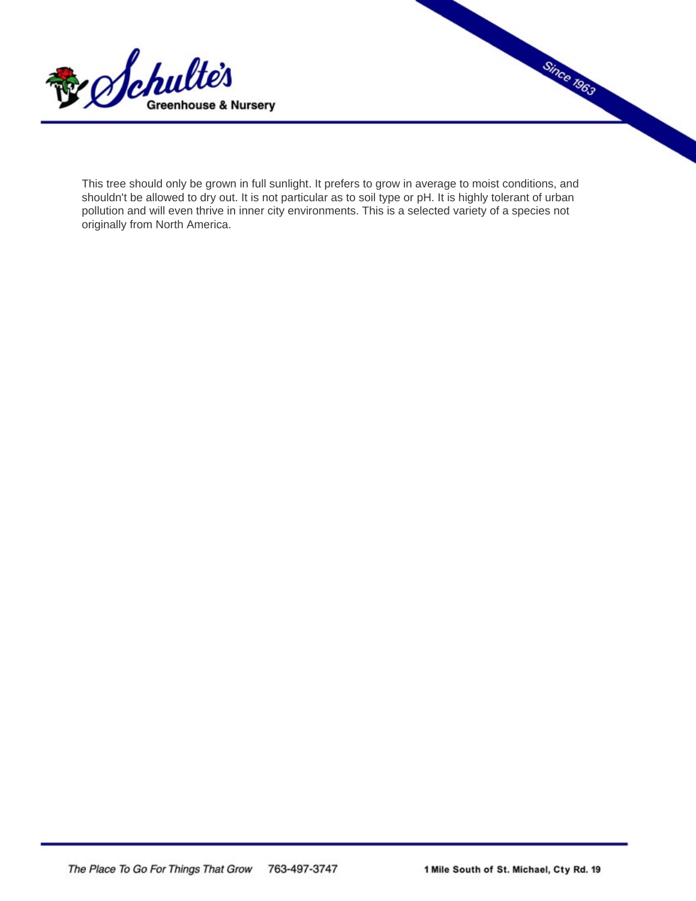This tree should only be grown in full sunlight. It prefers to grow in average to moist conditions, and shouldn't be allowed to dry out. It is not particular as to soil type or pH. It is highly tolerant of urban pollution and will even thrive in inner city environments. This is a selected variety of a species not originally from North America.